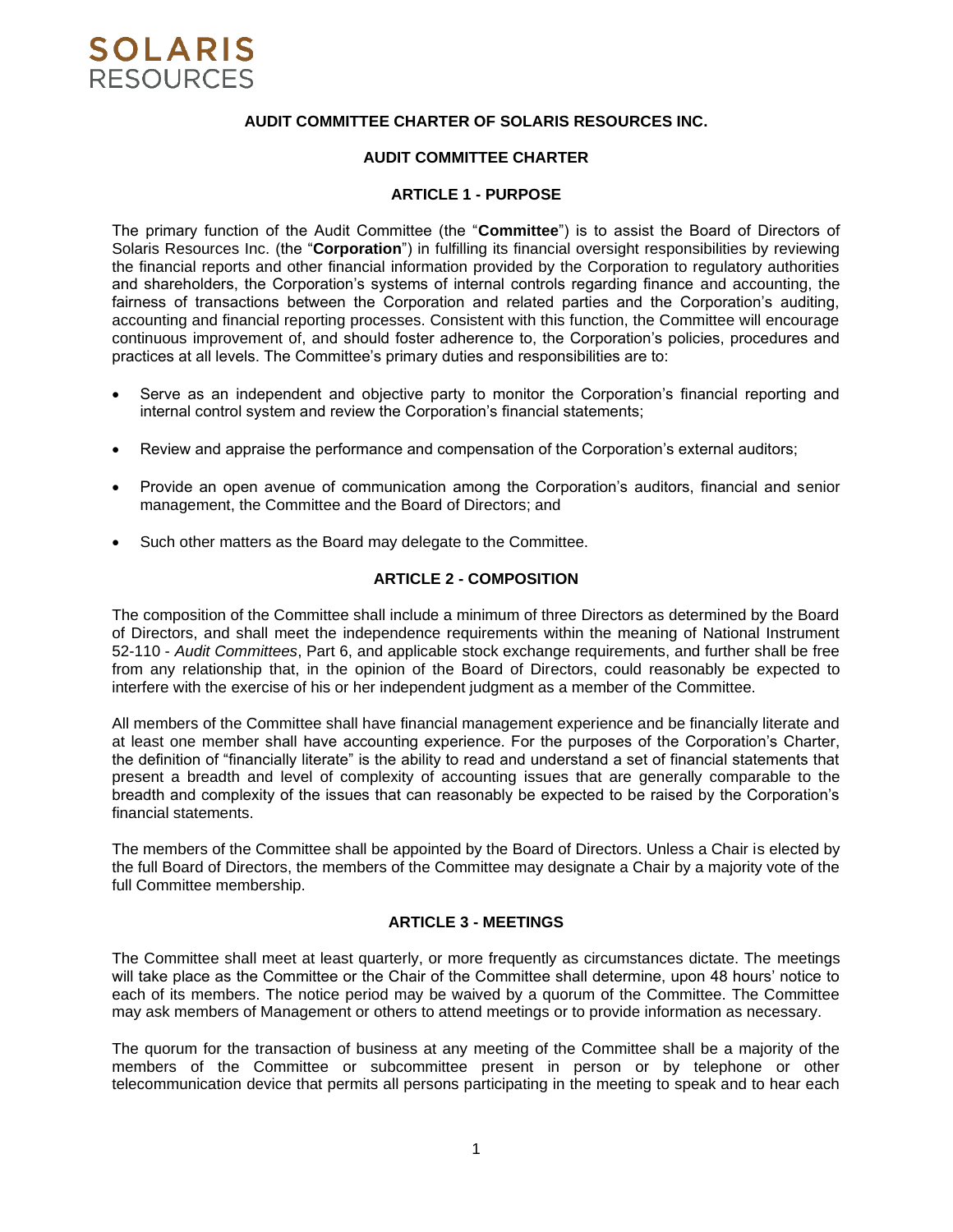**SOLARIS**
RESOURCES

# AUDIT COMMITTEE CHARTER OF SOLARIS RESOURCES INC.

## AUDIT COMMITTEE CHARTER

### ARTICLE 1 - PURPOSE

The primary function of the Audit Committee (the "**Committee**") is to assist the Board of Directors of Solaris Resources Inc. (the "**Corporation**") in fulfilling its financial oversight responsibilities by reviewing the financial reports and other financial information provided by the Corporation to regulatory authorities and shareholders, the Corporation's systems of internal controls regarding finance and accounting, the fairness of transactions between the Corporation and related parties and the Corporation's auditing, accounting and financial reporting processes. Consistent with this function, the Committee will encourage continuous improvement of, and should foster adherence to, the Corporation's policies, procedures and practices at all levels. The Committee's primary duties and responsibilities are to:

- Serve as an independent and objective party to monitor the Corporation's financial reporting and internal control system and review the Corporation's financial statements;
- Review and appraise the performance and compensation of the Corporation's external auditors;
- Provide an open avenue of communication among the Corporation's auditors, financial and senior management, the Committee and the Board of Directors; and
- Such other matters as the Board may delegate to the Committee.

### ARTICLE 2 - COMPOSITION

The composition of the Committee shall include a minimum of three Directors as determined by the Board of Directors, and shall meet the independence requirements within the meaning of National Instrument 52-110 - *Audit Committees*, Part 6, and applicable stock exchange requirements, and further shall be free from any relationship that, in the opinion of the Board of Directors, could reasonably be expected to interfere with the exercise of his or her independent judgment as a member of the Committee.

All members of the Committee shall have financial management experience and be financially literate and at least one member shall have accounting experience. For the purposes of the Corporation's Charter, the definition of "financially literate" is the ability to read and understand a set of financial statements that present a breadth and level of complexity of accounting issues that are generally comparable to the breadth and complexity of the issues that can reasonably be expected to be raised by the Corporation's financial statements.

The members of the Committee shall be appointed by the Board of Directors. Unless a Chair is elected by the full Board of Directors, the members of the Committee may designate a Chair by a majority vote of the full Committee membership.

### ARTICLE 3 - MEETINGS

The Committee shall meet at least quarterly, or more frequently as circumstances dictate. The meetings will take place as the Committee or the Chair of the Committee shall determine, upon 48 hours' notice to each of its members. The notice period may be waived by a quorum of the Committee. The Committee may ask members of Management or others to attend meetings or to provide information as necessary.

The quorum for the transaction of business at any meeting of the Committee shall be a majority of the members of the Committee or subcommittee present in person or by telephone or other telecommunication device that permits all persons participating in the meeting to speak and to hear each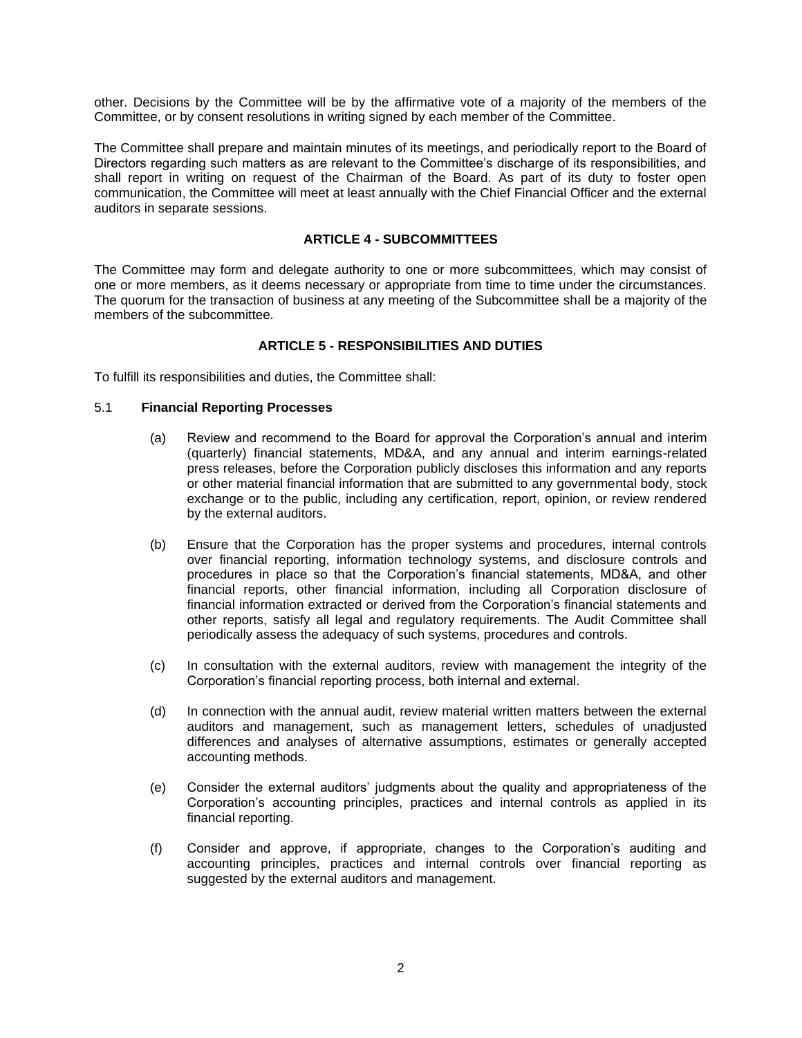other. Decisions by the Committee will be by the affirmative vote of a majority of the members of the Committee, or by consent resolutions in writing signed by each member of the Committee.

The Committee shall prepare and maintain minutes of its meetings, and periodically report to the Board of Directors regarding such matters as are relevant to the Committee's discharge of its responsibilities, and shall report in writing on request of the Chairman of the Board. As part of its duty to foster open communication, the Committee will meet at least annually with the Chief Financial Officer and the external auditors in separate sessions.

## ARTICLE 4 - SUBCOMMITTEES

The Committee may form and delegate authority to one or more subcommittees, which may consist of one or more members, as it deems necessary or appropriate from time to time under the circumstances. The quorum for the transaction of business at any meeting of the Subcommittee shall be a majority of the members of the subcommittee.

## ARTICLE 5 - RESPONSIBILITIES AND DUTIES

To fulfill its responsibilities and duties, the Committee shall:

### 5.1 Financial Reporting Processes

(a) Review and recommend to the Board for approval the Corporation's annual and interim (quarterly) financial statements, MD&A, and any annual and interim earnings-related press releases, before the Corporation publicly discloses this information and any reports or other material financial information that are submitted to any governmental body, stock exchange or to the public, including any certification, report, opinion, or review rendered by the external auditors.

(b) Ensure that the Corporation has the proper systems and procedures, internal controls over financial reporting, information technology systems, and disclosure controls and procedures in place so that the Corporation's financial statements, MD&A, and other financial reports, other financial information, including all Corporation disclosure of financial information extracted or derived from the Corporation's financial statements and other reports, satisfy all legal and regulatory requirements. The Audit Committee shall periodically assess the adequacy of such systems, procedures and controls.

(c) In consultation with the external auditors, review with management the integrity of the Corporation's financial reporting process, both internal and external.

(d) In connection with the annual audit, review material written matters between the external auditors and management, such as management letters, schedules of unadjusted differences and analyses of alternative assumptions, estimates or generally accepted accounting methods.

(e) Consider the external auditors' judgments about the quality and appropriateness of the Corporation's accounting principles, practices and internal controls as applied in its financial reporting.

(f) Consider and approve, if appropriate, changes to the Corporation's auditing and accounting principles, practices and internal controls over financial reporting as suggested by the external auditors and management.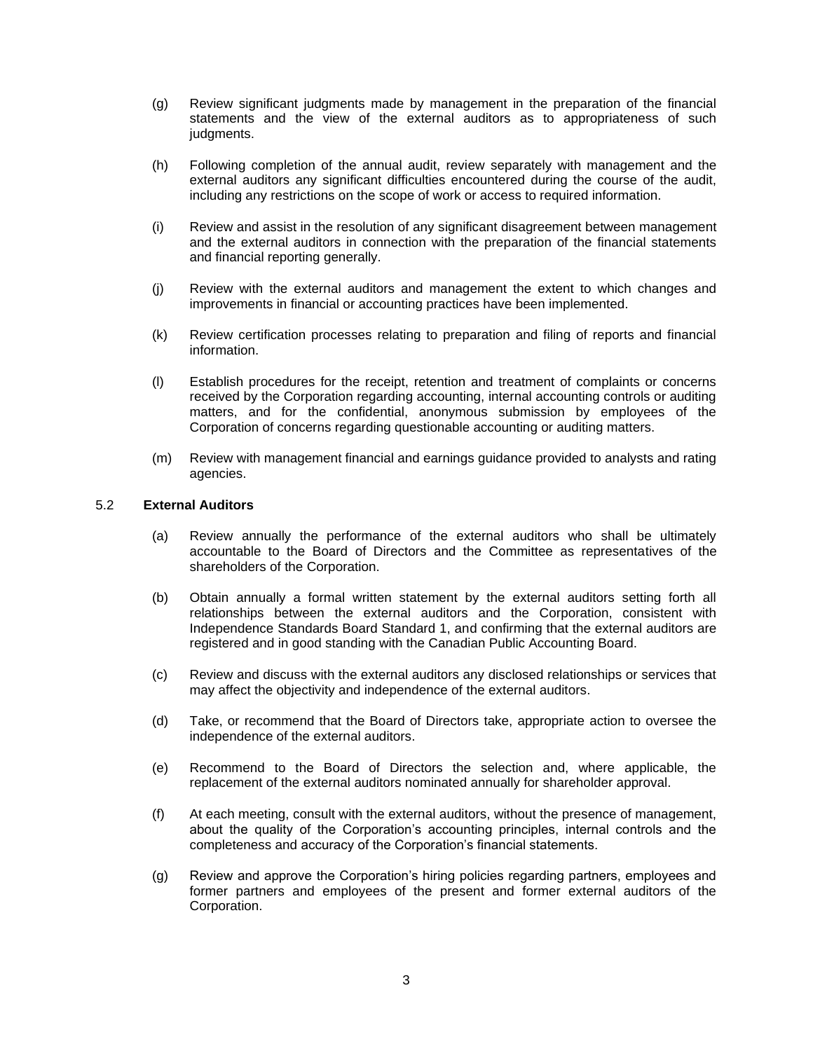(g) Review significant judgments made by management in the preparation of the financial statements and the view of the external auditors as to appropriateness of such judgments.

(h) Following completion of the annual audit, review separately with management and the external auditors any significant difficulties encountered during the course of the audit, including any restrictions on the scope of work or access to required information.

(i) Review and assist in the resolution of any significant disagreement between management and the external auditors in connection with the preparation of the financial statements and financial reporting generally.

(j) Review with the external auditors and management the extent to which changes and improvements in financial or accounting practices have been implemented.

(k) Review certification processes relating to preparation and filing of reports and financial information.

(l) Establish procedures for the receipt, retention and treatment of complaints or concerns received by the Corporation regarding accounting, internal accounting controls or auditing matters, and for the confidential, anonymous submission by employees of the Corporation of concerns regarding questionable accounting or auditing matters.

(m) Review with management financial and earnings guidance provided to analysts and rating agencies.

### 5.2 **External Auditors**

(a) Review annually the performance of the external auditors who shall be ultimately accountable to the Board of Directors and the Committee as representatives of the shareholders of the Corporation.

(b) Obtain annually a formal written statement by the external auditors setting forth all relationships between the external auditors and the Corporation, consistent with Independence Standards Board Standard 1, and confirming that the external auditors are registered and in good standing with the Canadian Public Accounting Board.

(c) Review and discuss with the external auditors any disclosed relationships or services that may affect the objectivity and independence of the external auditors.

(d) Take, or recommend that the Board of Directors take, appropriate action to oversee the independence of the external auditors.

(e) Recommend to the Board of Directors the selection and, where applicable, the replacement of the external auditors nominated annually for shareholder approval.

(f) At each meeting, consult with the external auditors, without the presence of management, about the quality of the Corporation's accounting principles, internal controls and the completeness and accuracy of the Corporation's financial statements.

(g) Review and approve the Corporation's hiring policies regarding partners, employees and former partners and employees of the present and former external auditors of the Corporation.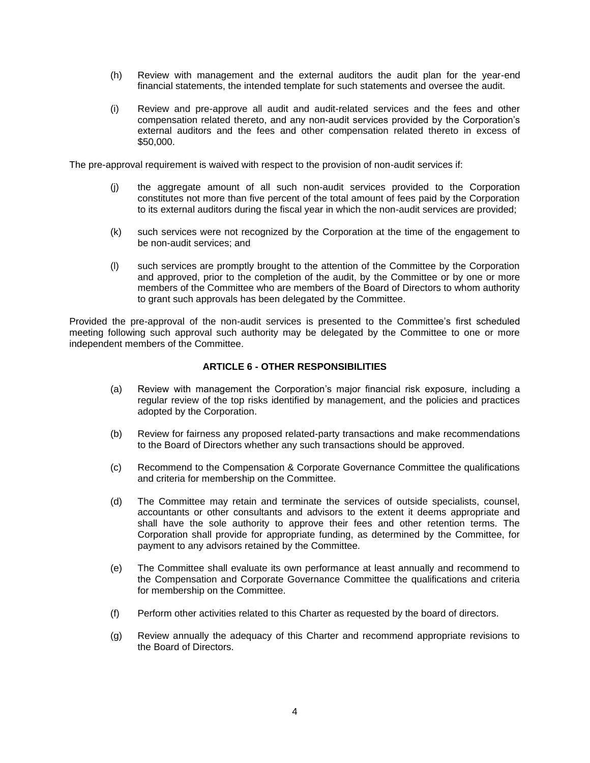(h) Review with management and the external auditors the audit plan for the year-end financial statements, the intended template for such statements and oversee the audit.

(i) Review and pre-approve all audit and audit-related services and the fees and other compensation related thereto, and any non-audit services provided by the Corporation's external auditors and the fees and other compensation related thereto in excess of $50,000.

The pre-approval requirement is waived with respect to the provision of non-audit services if:

(j) the aggregate amount of all such non-audit services provided to the Corporation constitutes not more than five percent of the total amount of fees paid by the Corporation to its external auditors during the fiscal year in which the non-audit services are provided;

(k) such services were not recognized by the Corporation at the time of the engagement to be non-audit services; and

(l) such services are promptly brought to the attention of the Committee by the Corporation and approved, prior to the completion of the audit, by the Committee or by one or more members of the Committee who are members of the Board of Directors to whom authority to grant such approvals has been delegated by the Committee.

Provided the pre-approval of the non-audit services is presented to the Committee's first scheduled meeting following such approval such authority may be delegated by the Committee to one or more independent members of the Committee.

## ARTICLE 6 - OTHER RESPONSIBILITIES

(a) Review with management the Corporation's major financial risk exposure, including a regular review of the top risks identified by management, and the policies and practices adopted by the Corporation.

(b) Review for fairness any proposed related-party transactions and make recommendations to the Board of Directors whether any such transactions should be approved.

(c) Recommend to the Compensation & Corporate Governance Committee the qualifications and criteria for membership on the Committee.

(d) The Committee may retain and terminate the services of outside specialists, counsel, accountants or other consultants and advisors to the extent it deems appropriate and shall have the sole authority to approve their fees and other retention terms. The Corporation shall provide for appropriate funding, as determined by the Committee, for payment to any advisors retained by the Committee.

(e) The Committee shall evaluate its own performance at least annually and recommend to the Compensation and Corporate Governance Committee the qualifications and criteria for membership on the Committee.

(f) Perform other activities related to this Charter as requested by the board of directors.

(g) Review annually the adequacy of this Charter and recommend appropriate revisions to the Board of Directors.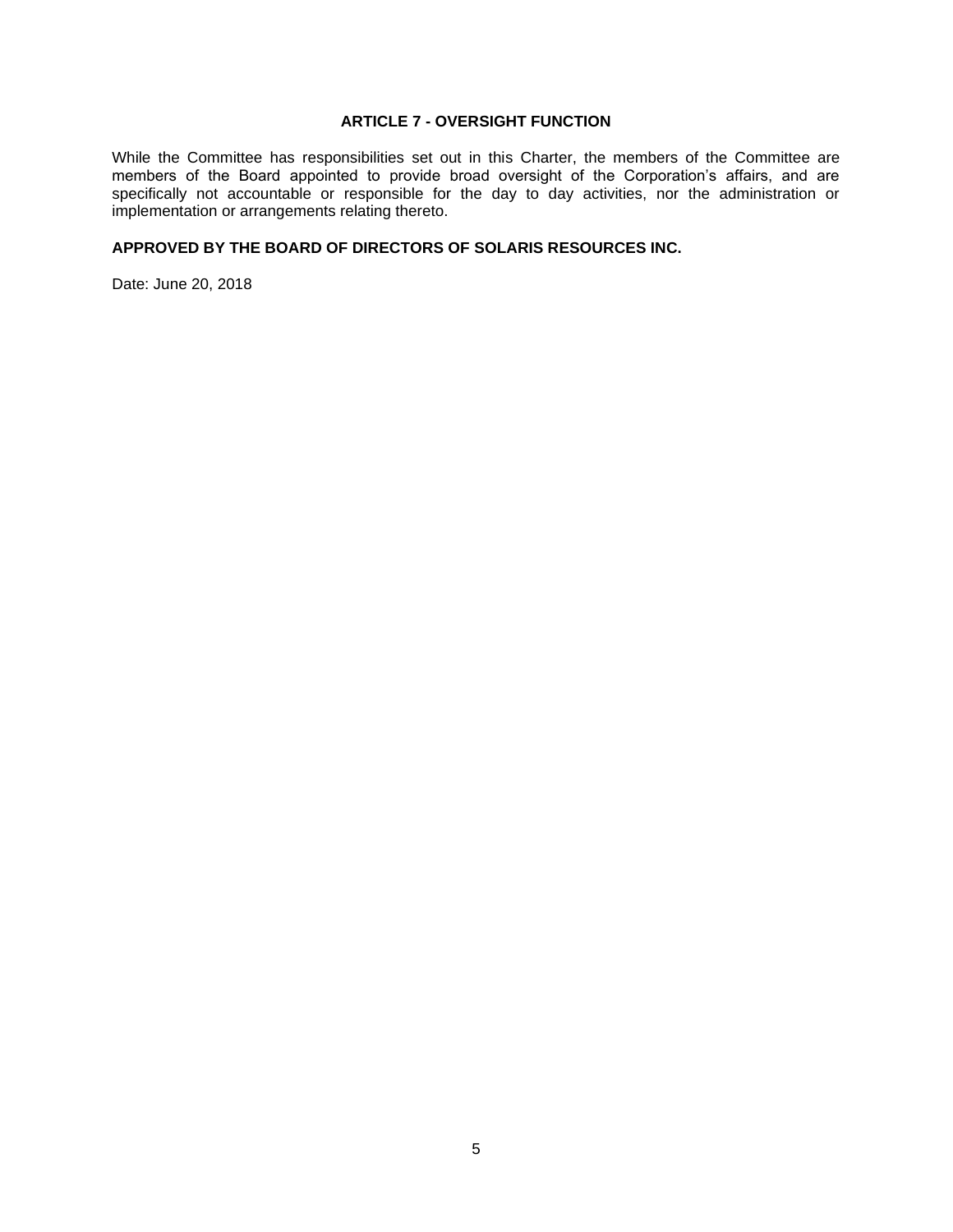## ARTICLE 7 - OVERSIGHT FUNCTION

While the Committee has responsibilities set out in this Charter, the members of the Committee are members of the Board appointed to provide broad oversight of the Corporation's affairs, and are specifically not accountable or responsible for the day to day activities, nor the administration or implementation or arrangements relating thereto.

**APPROVED BY THE BOARD OF DIRECTORS OF SOLARIS RESOURCES INC.**

Date: June 20, 2018